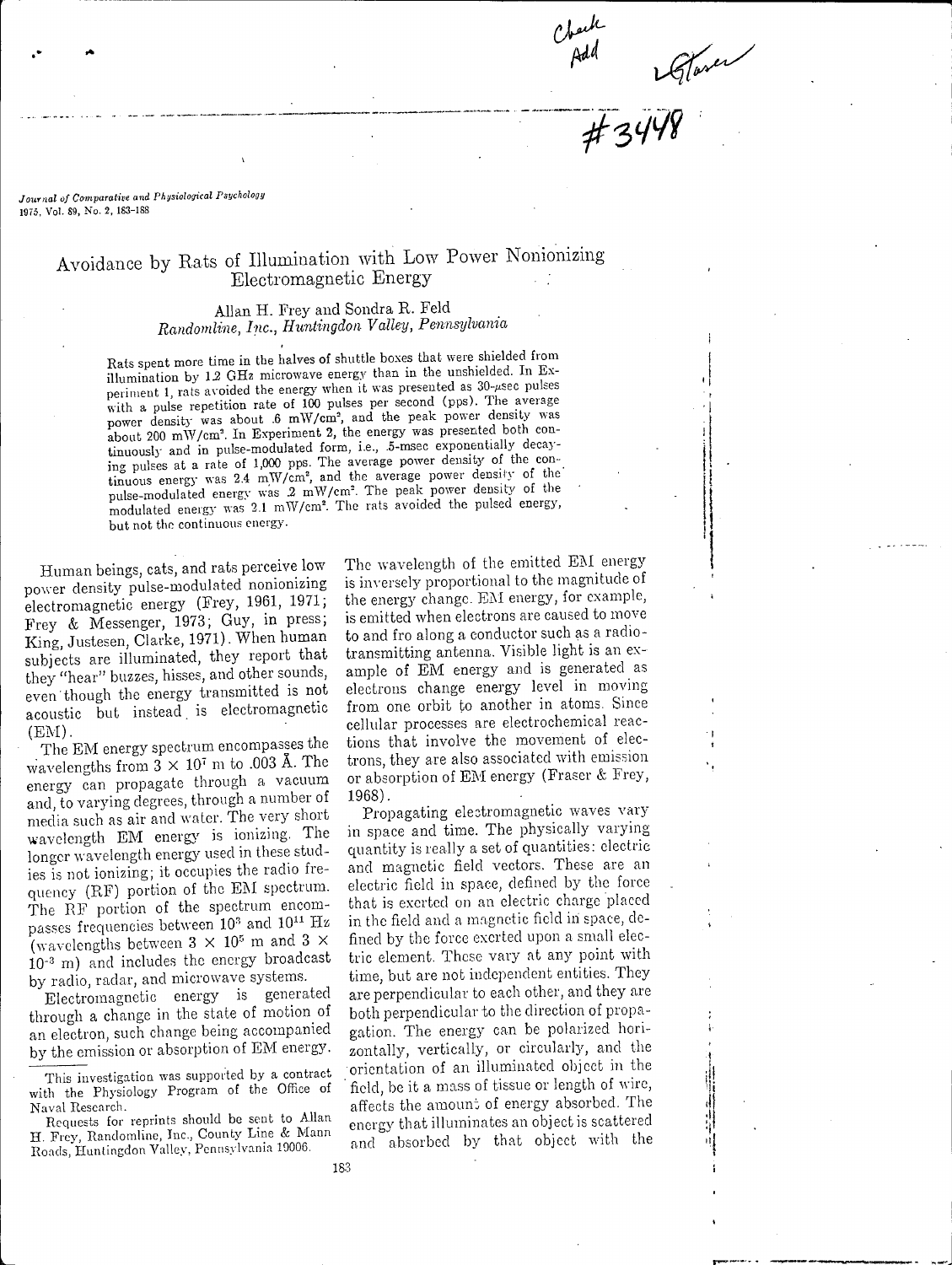# Avoidance by Rats of Illumination with Low Power Nonionizing Electromagnetic Energy

Allan H. Frey and Sondra R. Feld
*Randomline, Inc., Huntingdon Valley, Pennsylvania*

Rats spent more time in the halves of shuttle boxes that were shielded from illumination by 1.2 GHz microwave energy than in the unshielded. In Experiment 1, rats avoided the energy when it was presented as 30-μsec pulses with a pulse repetition rate of 100 pulses per second (pps). The average power density was about .6 mW/cm², and the peak power density was about 200 mW/cm². In Experiment 2, the energy was presented both continuously and in pulse-modulated form, i.e., .5-msec exponentially decaying pulses at a rate of 1,000 pps. The average power density of the continuous energy was 2.4 mW/cm², and the average power density of the pulse-modulated energy was .2 mW/cm². The peak power density of the modulated energy was 2.1 mW/cm². The rats avoided the pulsed energy, but not the continuous energy.

Human beings, cats, and rats perceive low power density pulse-modulated nonionizing electromagnetic energy (Frey, 1961, 1971; Frey & Messenger, 1973; Guy, in press; King, Justesen, Clarke, 1971). When human subjects are illuminated, they report that they "hear" buzzes, hisses, and other sounds, even though the energy transmitted is not acoustic but instead is electromagnetic (EM).

The EM energy spectrum encompasses the wavelengths from $3 \times 10^7$ m to .003 Å. The energy can propagate through a vacuum and, to varying degrees, through a number of media such as air and water. The very short wavelength EM energy is ionizing. The longer wavelength energy used in these studies is not ionizing; it occupies the radio frequency (RF) portion of the EM spectrum. The RF portion of the spectrum encompasses frequencies between $10^3$ and $10^{11}$ Hz (wavelengths between $3 \times 10^5$ m and $3 \times 10^{-3}$ m) and includes the energy broadcast by radio, radar, and microwave systems.

Electromagnetic energy is generated through a change in the state of motion of an electron, such change being accompanied by the emission or absorption of EM energy. The wavelength of the emitted EM energy is inversely proportional to the magnitude of the energy change. EM energy, for example, is emitted when electrons are caused to move to and fro along a conductor such as a radiotransmitting antenna. Visible light is an example of EM energy and is generated as electrons change energy level in moving from one orbit to another in atoms. Since cellular processes are electrochemical reactions that involve the movement of electrons, they are also associated with emission or absorption of EM energy (Fraser & Frey, 1968).

Propagating electromagnetic waves vary in space and time. The physically varying quantity is really a set of quantities: electric and magnetic field vectors. These are an electric field in space, defined by the force that is exerted on an electric charge placed in the field and a magnetic field in space, defined by the force exerted upon a small electric element. These vary at any point with time, but are not independent entities. They are perpendicular to each other, and they are both perpendicular to the direction of propagation. The energy can be polarized horizontally, vertically, or circularly, and the orientation of an illuminated object in the field, be it a mass of tissue or length of wire, affects the amount of energy absorbed. The energy that illuminates an object is scattered and absorbed by that object with the

---

This investigation was supported by a contract with the Physiology Program of the Office of Naval Research.

Requests for reprints should be sent to Allan H. Frey, Randomline, Inc., County Line & Mann Roads, Huntingdon Valley, Pennsylvania 19006.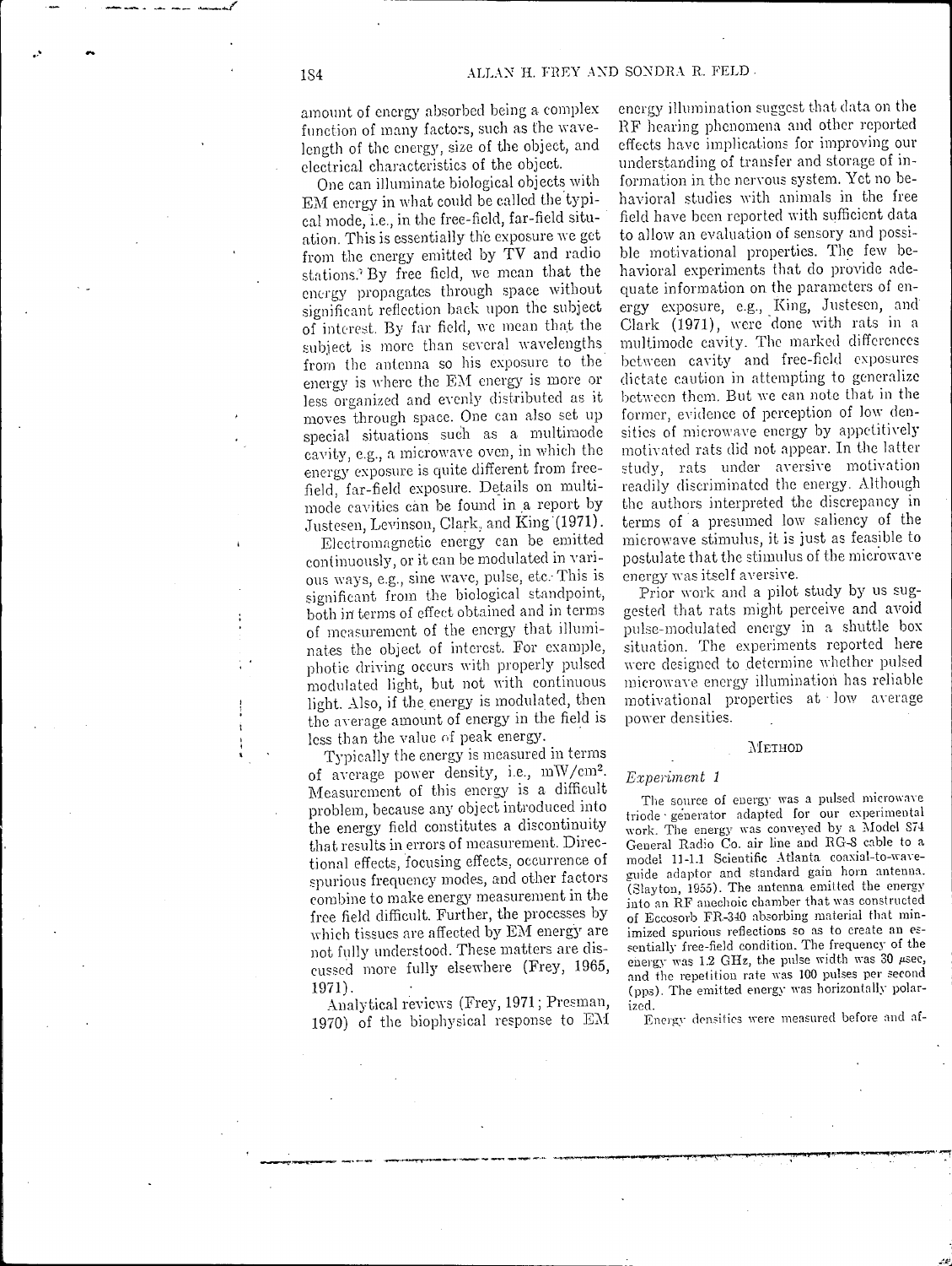amount of energy absorbed being a complex function of many factors, such as the wavelength of the energy, size of the object, and electrical characteristics of the object.

One can illuminate biological objects with EM energy in what could be called the typical mode, i.e., in the free-field, far-field situation. This is essentially the exposure we get from the energy emitted by TV and radio stations.[7] By free field, we mean that the energy propagates through space without significant reflection back upon the subject of interest. By far field, we mean that the subject is more than several wavelengths from the antenna so his exposure to the energy is where the EM energy is more or less organized and evenly distributed as it moves through space. One can also set up special situations such as a multimode cavity, e.g., a microwave oven, in which the energy exposure is quite different from free-field, far-field exposure. Details on multimode cavities can be found in a report by Justesen, Levinson, Clark, and King (1971).

Electromagnetic energy can be emitted continuously, or it can be modulated in various ways, e.g., sine wave, pulse, etc. This is significant from the biological standpoint, both in terms of effect obtained and in terms of measurement of the energy that illuminates the object of interest. For example, photic driving occurs with properly pulsed modulated light, but not with continuous light. Also, if the energy is modulated, then the average amount of energy in the field is less than the value of peak energy.

Typically the energy is measured in terms of average power density, i.e., $mW/cm^2$. Measurement of this energy is a difficult problem, because any object introduced into the energy field constitutes a discontinuity that results in errors of measurement. Directional effects, focusing effects, occurrence of spurious frequency modes, and other factors combine to make energy measurement in the free field difficult. Further, the processes by which tissues are affected by EM energy are not fully understood. These matters are discussed more fully elsewhere (Frey, 1965, 1971).

Analytical reviews (Frey, 1971; Presman, 1970) of the biophysical response to EM energy illumination suggest that data on the RF hearing phenomena and other reported effects have implications for improving our understanding of transfer and storage of information in the nervous system. Yet no behavioral studies with animals in the free field have been reported with sufficient data to allow an evaluation of sensory and possible motivational properties. The few behavioral experiments that do provide adequate information on the parameters of energy exposure, e.g., King, Justesen, and Clark (1971), were done with rats in a multimode cavity. The marked differences between cavity and free-field exposures dictate caution in attempting to generalize between them. But we can note that in the former, evidence of perception of low densities of microwave energy by appetitively motivated rats did not appear. In the latter study, rats under aversive motivation readily discriminated the energy. Although the authors interpreted the discrepancy in terms of a presumed low saliency of the microwave stimulus, it is just as feasible to postulate that the stimulus of the microwave energy was itself aversive.

Prior work and a pilot study by us suggested that rats might perceive and avoid pulse-modulated energy in a shuttle box situation. The experiments reported here were designed to determine whether pulsed microwave energy illumination has reliable motivational properties at low average power densities.

## Method

### *Experiment 1*

The source of energy was a pulsed microwave triode generator adapted for our experimental work. The energy was conveyed by a Model 874 General Radio Co. air line and RG-8 cable to a model 11-1.1 Scientific Atlanta coaxial-to-waveguide adaptor and standard gain horn antenna. (Slayton, 1955). The antenna emitted the energy into an RF anechoic chamber that was constructed of Eccosorb FR-340 absorbing material that minimized spurious reflections so as to create an essentially free-field condition. The frequency of the energy was 1.2 GHz, the pulse width was 30 μsec, and the repetition rate was 100 pulses per second (pps). The emitted energy was horizontally polarized.

Energy densities were measured before and af-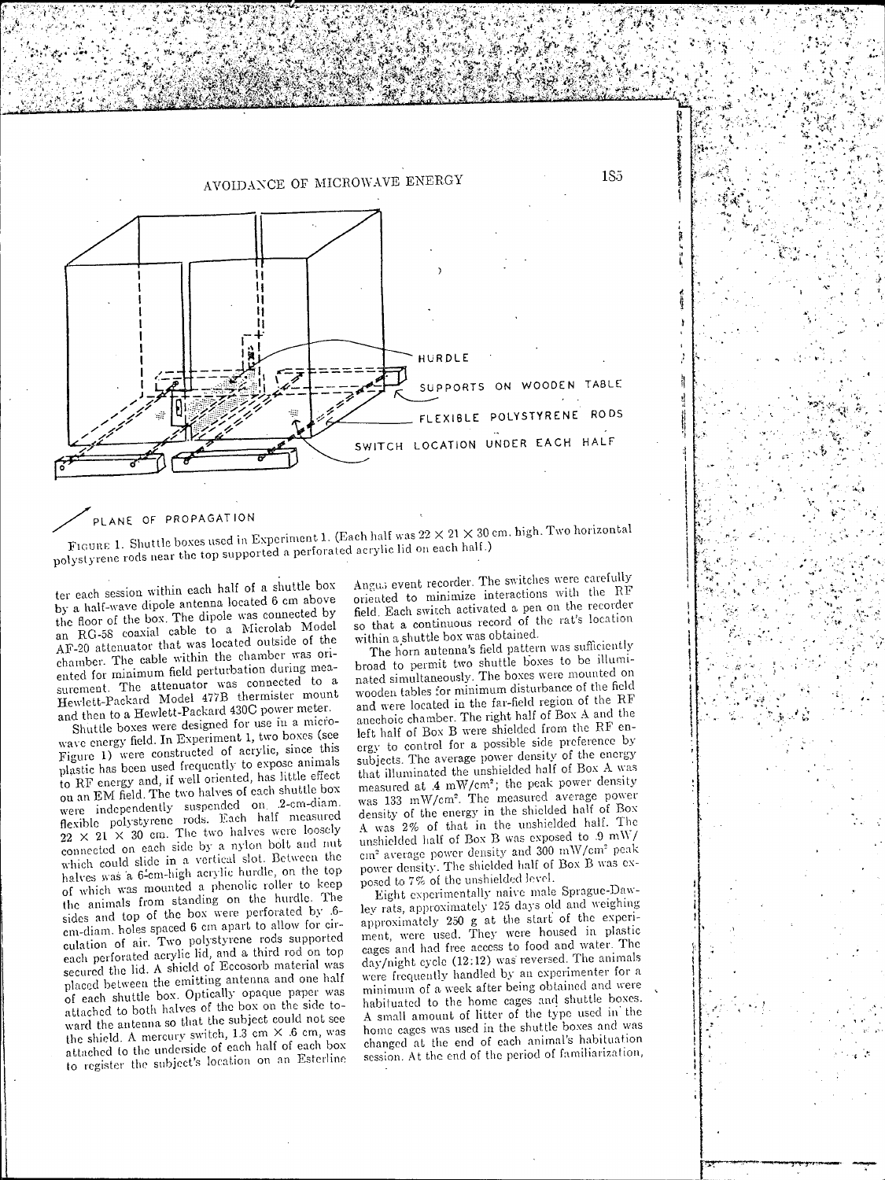HURDLE

SUPPORTS ON WOODEN TABLE

FLEXIBLE POLYSTYRENE RODS

SWITCH LOCATION UNDER EACH HALF

PLANE OF PROPAGATION

FIGURE 1. Shuttle boxes used in Experiment 1. (Each half was 22 × 21 × 30 cm. high. Two horizontal polystyrene rods near the top supported a perforated acrylic lid on each half.)

ter each session within each half of a shuttle box by a half-wave dipole antenna located 6 cm above the floor of the box. The dipole was connected by an RG-58 coaxial cable to a Microlab Model AF-20 attenuator that was located outside of the chamber. The cable within the chamber was oriented for minimum field perturbation during measurement. The attenuator was connected to a Hewlett-Packard Model 477B thermister mount and then to a Hewlett-Packard 430C power meter.

Shuttle boxes were designed for use in a microwave energy field. In Experiment 1, two boxes (see Figure 1) were constructed of acrylic, since this plastic has been used frequently to expose animals to RF energy and, if well oriented, has little effect on an EM field. The two halves of each shuttle box were independently suspended on .2-cm-diam. flexible polystyrene rods. Each half measured 22 × 21 × 30 cm. The two halves were loosely connected on each side by a nylon bolt and nut which could slide in a vertical slot. Between the halves was a 6-cm-high acrylic hurdle, on the top of which was mounted a phenolic roller to keep the animals from standing on the hurdle. The sides and top of the box were perforated by .6-cm-diam. holes spaced 6 cm apart to allow for circulation of air. Two polystyrene rods supported each perforated acrylic lid, and a third rod on top secured the lid. A shield of Eccosorb material was placed between the emitting antenna and one half of each shuttle box. Optically opaque paper was attached to both halves of the box on the side toward the antenna so that the subject could not see the shield. A mercury switch, 1.3 cm × .6 cm, was attached to the underside of each half of each box to register the subject's location on an Esterline Angus event recorder. The switches were carefully oriented to minimize interactions with the RF field. Each switch activated a pen on the recorder so that a continuous record of the rat's location within a shuttle box was obtained.

The horn antenna's field pattern was sufficiently broad to permit two shuttle boxes to be illuminated simultaneously. The boxes were mounted on wooden tables for minimum disturbance of the field and were located in the far-field region of the RF anechoic chamber. The right half of Box A and the left half of Box B were shielded from the RF energy to control for a possible side preference by subjects. The average power density of the energy that illuminated the unshielded half of Box A was measured at .4 mW/cm²; the peak power density was 133 mW/cm². The measured average power density of the energy in the shielded half of Box A was 2% of that in the unshielded half. The unshielded half of Box B was exposed to .9 mW/cm² average power density and 300 mW/cm² peak power density. The shielded half of Box B was exposed to 7% of the unshielded level.

Eight experimentally naive male Sprague-Dawley rats, approximately 125 days old and weighing approximately 250 g at the start of the experiment, were used. They were housed in plastic cages and had free access to food and water. The day/night cycle (12:12) was reversed. The animals were frequently handled by an experimenter for a minimum of a week after being obtained and were habituated to the home cages and shuttle boxes. A small amount of litter of the type used in the home cages was used in the shuttle boxes and was changed at the end of each animal's habituation session. At the end of the period of familiarization,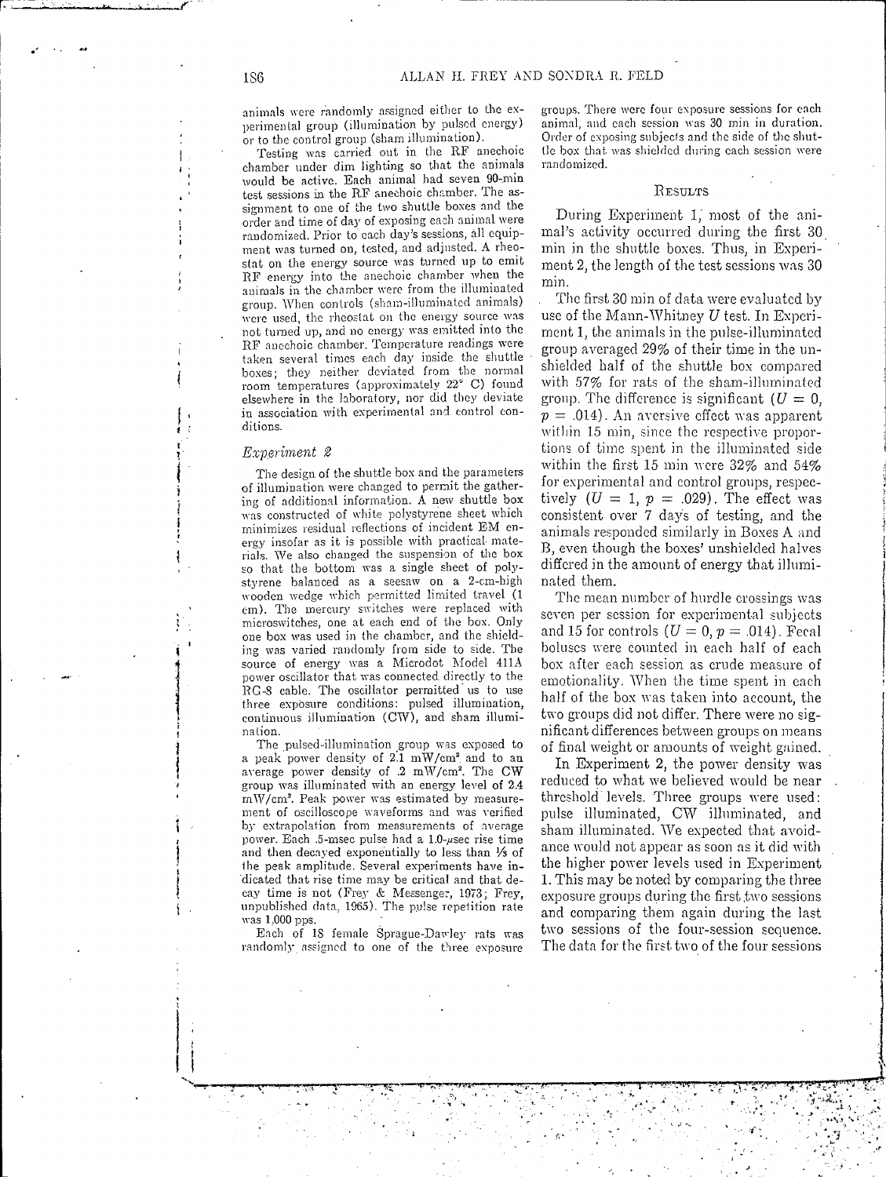animals were randomly assigned either to the experimental group (illumination by pulsed energy) or to the control group (sham illumination).

Testing was carried out in the RF anechoic chamber under dim lighting so that the animals would be active. Each animal had seven 90-min test sessions in the RF anechoic chamber. The assignment to one of the two shuttle boxes and the order and time of day of exposing each animal were randomized. Prior to each day's sessions, all equipment was turned on, tested, and adjusted. A rheostat on the energy source was turned up to emit RF energy into the anechoic chamber when the animals in the chamber were from the illuminated group. When controls (sham-illuminated animals) were used, the rheostat on the energy source was not turned up, and no energy was emitted into the RF anechoic chamber. Temperature readings were taken several times each day inside the shuttle boxes; they neither deviated from the normal room temperatures (approximately 22° C) found elsewhere in the laboratory, nor did they deviate in association with experimental and control conditions.

### *Experiment 2*

The design of the shuttle box and the parameters of illumination were changed to permit the gathering of additional information. A new shuttle box was constructed of white polystyrene sheet which minimizes residual reflections of incident EM energy insofar as it is possible with practical materials. We also changed the suspension of the box so that the bottom was a single sheet of polystyrene balanced as a seesaw on a 2-cm-high wooden wedge which permitted limited travel (1 cm). The mercury switches were replaced with microswitches, one at each end of the box. Only one box was used in the chamber, and the shielding was varied randomly from side to side. The source of energy was a Microdot Model 411A power oscillator that was connected directly to the RG-8 cable. The oscillator permitted us to use three exposure conditions: pulsed illumination, continuous illumination (CW), and sham illumination.

The pulsed-illumination group was exposed to a peak power density of 2.1 $mW/cm^2$ and to an average power density of .2 $mW/cm^2$. The CW group was illuminated with an energy level of 2.4 $mW/cm^2$. Peak power was estimated by measurement of oscilloscope waveforms and was verified by extrapolation from measurements of average power. Each .5-msec pulse had a 1.0-μsec rise time and then decayed exponentially to less than ⅓ of the peak amplitude. Several experiments have indicated that rise time may be critical and that decay time is not (Frey & Messenger, 1973; Frey, unpublished data, 1965). The pulse repetition rate was 1,000 pps.

Each of 18 female Sprague-Dawley rats was randomly assigned to one of the three exposure groups. There were four exposure sessions for each animal, and each session was 30 min in duration. Order of exposing subjects and the side of the shuttle box that was shielded during each session were randomized.

## Results

During Experiment 1, most of the animal's activity occurred during the first 30 min in the shuttle boxes. Thus, in Experiment 2, the length of the test sessions was 30 min.

The first 30 min of data were evaluated by use of the Mann-Whitney $U$ test. In Experiment 1, the animals in the pulse-illuminated group averaged 29% of their time in the unshielded half of the shuttle box compared with 57% for rats of the sham-illuminated group. The difference is significant ($U = 0$, $p = .014$). An aversive effect was apparent within 15 min, since the respective proportions of time spent in the illuminated side within the first 15 min were 32% and 54% for experimental and control groups, respectively ($U = 1$, $p = .029$). The effect was consistent over 7 days of testing, and the animals responded similarly in Boxes A and B, even though the boxes' unshielded halves differed in the amount of energy that illuminated them.

The mean number of hurdle crossings was seven per session for experimental subjects and 15 for controls ($U = 0$, $p = .014$). Fecal boluses were counted in each half of each box after each session as crude measure of emotionality. When the time spent in each half of the box was taken into account, the two groups did not differ. There were no significant differences between groups on means of final weight or amounts of weight gained.

In Experiment 2, the power density was reduced to what we believed would be near threshold levels. Three groups were used: pulse illuminated, CW illuminated, and sham illuminated. We expected that avoidance would not appear as soon as it did with the higher power levels used in Experiment 1. This may be noted by comparing the three exposure groups during the first two sessions and comparing them again during the last two sessions of the four-session sequence. The data for the first two of the four sessions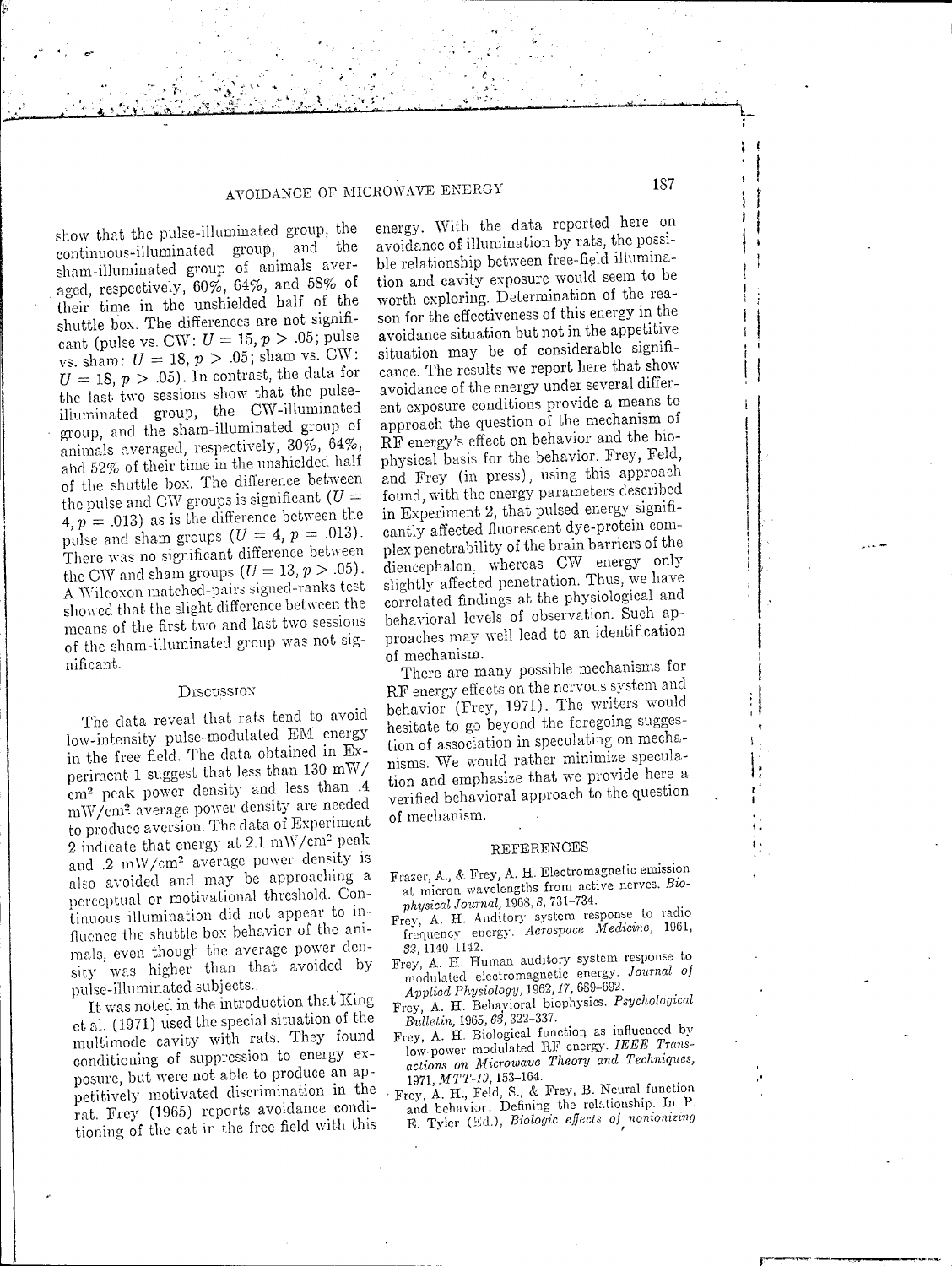show that the pulse-illuminated group, the continuous-illuminated group, and the sham-illuminated group of animals averaged, respectively, 60%, 64%, and 58% of their time in the unshielded half of the shuttle box. The differences are not significant (pulse vs. CW: $U = 15, p > .05$; pulse vs. sham: $U = 18, p > .05$; sham vs. CW: $U = 18, p > .05$). In contrast, the data for the last two sessions show that the pulse-illuminated group, the CW-illuminated group, and the sham-illuminated group of animals averaged, respectively, 30%, 64%, and 52% of their time in the unshielded half of the shuttle box. The difference between the pulse and CW groups is significant ($U = 4, p = .013$) as is the difference between the pulse and sham groups ($U = 4, p = .013$). There was no significant difference between the CW and sham groups ($U = 13, p > .05$). A Wilcoxon matched-pairs signed-ranks test showed that the slight difference between the means of the first two and last two sessions of the sham-illuminated group was not significant.

## Discussion

The data reveal that rats tend to avoid low-intensity pulse-modulated EM energy in the free field. The data obtained in Experiment 1 suggest that less than 130 mW/cm² peak power density and less than .4 mW/cm² average power density are needed to produce aversion. The data of Experiment 2 indicate that energy at 2.1 mW/cm² peak and .2 mW/cm² average power density is also avoided and may be approaching a perceptual or motivational threshold. Continuous illumination did not appear to influence the shuttle box behavior of the animals, even though the average power density was higher than that avoided by pulse-illuminated subjects.

It was noted in the introduction that King et al. (1971) used the special situation of the multimode cavity with rats. They found conditioning of suppression to energy exposure, but were not able to produce an appetitively motivated discrimination in the rat. Frey (1965) reports avoidance conditioning of the cat in the free field with this energy. With the data reported here on avoidance of illumination by rats, the possible relationship between free-field illumination and cavity exposure would seem to be worth exploring. Determination of the reason for the effectiveness of this energy in the avoidance situation but not in the appetitive situation may be of considerable significance. The results we report here that show avoidance of the energy under several different exposure conditions provide a means to approach the question of the mechanism of RF energy's effect on behavior and the biophysical basis for the behavior. Frey, Feld, and Frey (in press), using this approach found, with the energy parameters described in Experiment 2, that pulsed energy significantly affected fluorescent dye-protein complex penetrability of the brain barriers of the diencephalon, whereas CW energy only slightly affected penetration. Thus, we have correlated findings at the physiological and behavioral levels of observation. Such approaches may well lead to an identification of mechanism.

There are many possible mechanisms for RF energy effects on the nervous system and behavior (Frey, 1971). The writers would hesitate to go beyond the foregoing suggestion of association in speculating on mechanisms. We would rather minimize speculation and emphasize that we provide here a verified behavioral approach to the question of mechanism.

## References

Frazer, A., & Frey, A. H. Electromagnetic emission at micron wavelengths from active nerves. *Biophysical Journal*, 1968, *8*, 731–734.

Frey, A. H. Auditory system response to radio frequency energy. *Aerospace Medicine*, 1961, *32*, 1140–1142.

Frey, A. H. Human auditory system response to modulated electromagnetic energy. *Journal of Applied Physiology*, 1962, *17*, 689–692.

Frey, A. H. Behavioral biophysics. *Psychological Bulletin*, 1965, *63*, 322–337.

Frey, A. H. Biological function as influenced by low-power modulated RF energy. *IEEE Transactions on Microwave Theory and Techniques*, 1971, *MTT-19*, 153–164.

Frey, A. H., Feld, S., & Frey, B. Neural function and behavior: Defining the relationship. In P. E. Tyler (Ed.), *Biologic effects of nonionizing*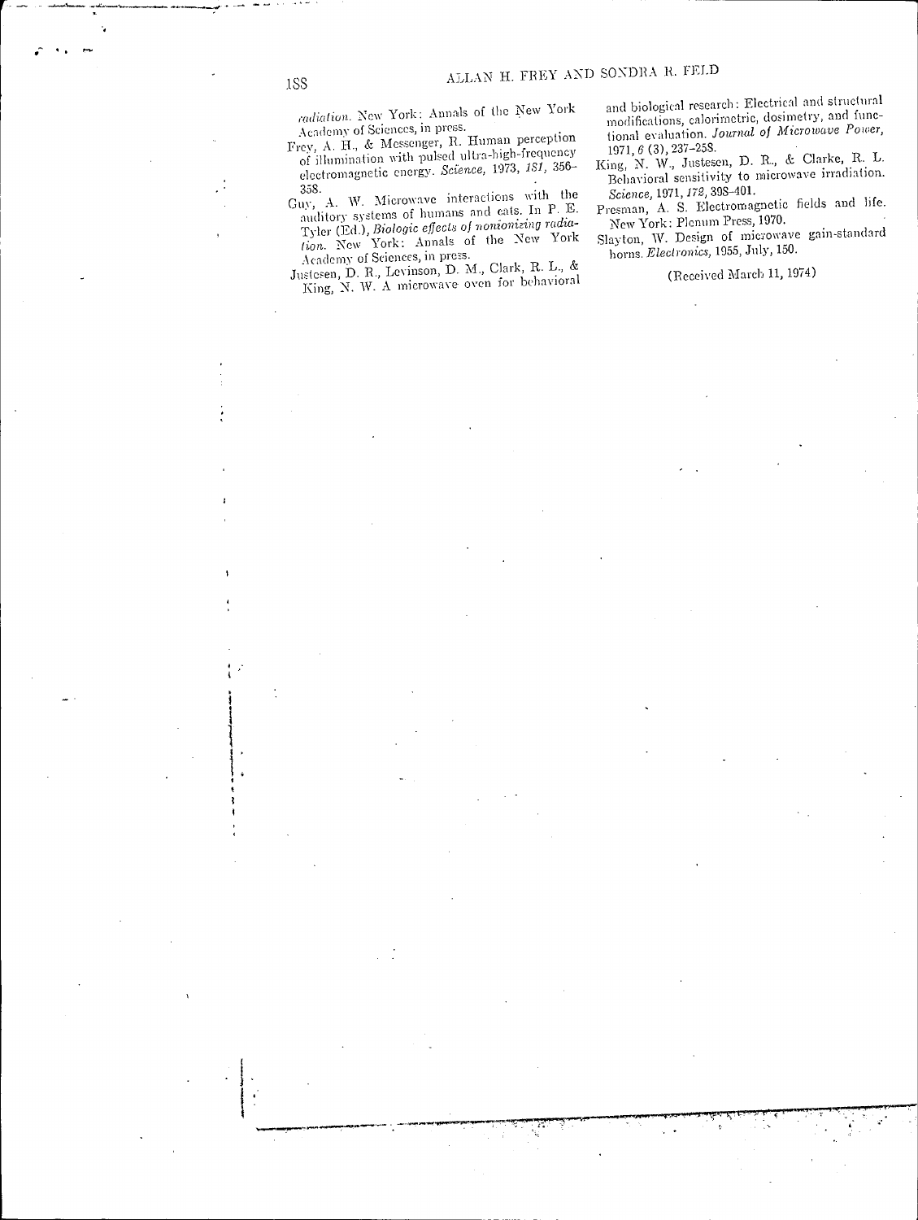*radiation.* New York: Annals of the New York Academy of Sciences, in press.

Frey, A. H., & Messenger, R. Human perception of illumination with pulsed ultra-high-frequency electromagnetic energy. *Science*, 1973, *181*, 356–358.

Guy, A. W. Microwave interactions with the auditory systems of humans and cats. In P. E. Tyler (Ed.), *Biologic effects of nonionizing radiation.* New York: Annals of the New York Academy of Sciences, in press.

Justesen, D. R., Levinson, D. M., Clark, R. L., & King, N. W. A microwave oven for behavioral and biological research: Electrical and structural modifications, calorimetric, dosimetry, and functional evaluation. *Journal of Microwave Power*, 1971, *6* (3), 237–258.

King, N. W., Justesen, D. R., & Clarke, R. L. Behavioral sensitivity to microwave irradiation. *Science*, 1971, *172*, 398–401.

Presman, A. S. Electromagnetic fields and life. New York: Plenum Press, 1970.

Slayton, W. Design of microwave gain-standard horns. *Electronics*, 1955, July, 150.

(Received March 11, 1974)